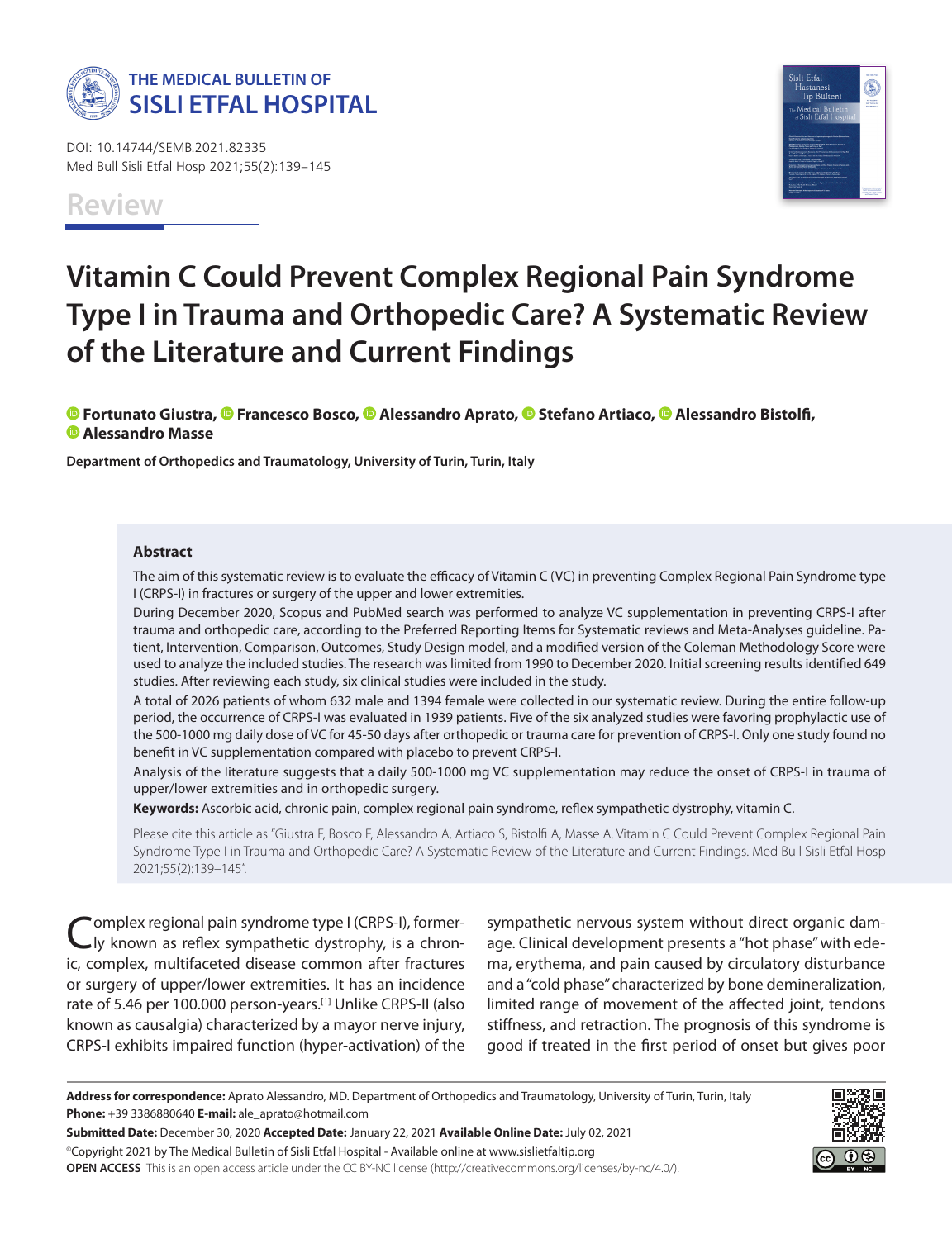THE MEDICAL BULLETIN OF
SISLI ETFAL HOSPITAL

DOI: 10.14744/SEMB.2021.82335
Med Bull Sisli Etfal Hosp 2021;55(2):139–145

Review

# Vitamin C Could Prevent Complex Regional Pain Syndrome Type I in Trauma and Orthopedic Care? A Systematic Review of the Literature and Current Findings

**Fortunato Giustra, Francesco Bosco, Alessandro Aprato, Stefano Artiaco, Alessandro Bistolfi, Alessandro Masse**

**Department of Orthopedics and Traumatology, University of Turin, Turin, Italy**

## Abstract

The aim of this systematic review is to evaluate the efficacy of Vitamin C (VC) in preventing Complex Regional Pain Syndrome type I (CRPS-I) in fractures or surgery of the upper and lower extremities.

During December 2020, Scopus and PubMed search was performed to analyze VC supplementation in preventing CRPS-I after trauma and orthopedic care, according to the Preferred Reporting Items for Systematic reviews and Meta-Analyses guideline. Patient, Intervention, Comparison, Outcomes, Study Design model, and a modified version of the Coleman Methodology Score were used to analyze the included studies. The research was limited from 1990 to December 2020. Initial screening results identified 649 studies. After reviewing each study, six clinical studies were included in the study.

A total of 2026 patients of whom 632 male and 1394 female were collected in our systematic review. During the entire follow-up period, the occurrence of CRPS-I was evaluated in 1939 patients. Five of the six analyzed studies were favoring prophylactic use of the 500-1000 mg daily dose of VC for 45-50 days after orthopedic or trauma care for prevention of CRPS-I. Only one study found no benefit in VC supplementation compared with placebo to prevent CRPS-I.

Analysis of the literature suggests that a daily 500-1000 mg VC supplementation may reduce the onset of CRPS-I in trauma of upper/lower extremities and in orthopedic surgery.

**Keywords:** Ascorbic acid, chronic pain, complex regional pain syndrome, reflex sympathetic dystrophy, vitamin C.

Please cite this article as "Giustra F, Bosco F, Alessandro A, Artiaco S, Bistolfi A, Masse A. Vitamin C Could Prevent Complex Regional Pain Syndrome Type I in Trauma and Orthopedic Care? A Systematic Review of the Literature and Current Findings. Med Bull Sisli Etfal Hosp 2021;55(2):139–145".

Complex regional pain syndrome type I (CRPS-I), formerly known as reflex sympathetic dystrophy, is a chronic, complex, multifaceted disease common after fractures or surgery of upper/lower extremities. It has an incidence rate of 5.46 per 100.000 person-years.[1] Unlike CRPS-II (also known as causalgia) characterized by a mayor nerve injury, CRPS-I exhibits impaired function (hyper-activation) of the sympathetic nervous system without direct organic damage. Clinical development presents a "hot phase" with edema, erythema, and pain caused by circulatory disturbance and a "cold phase" characterized by bone demineralization, limited range of movement of the affected joint, tendons stiffness, and retraction. The prognosis of this syndrome is good if treated in the first period of onset but gives poor

**Address for correspondence:** Aprato Alessandro, MD. Department of Orthopedics and Traumatology, University of Turin, Turin, Italy
**Phone:** +39 3386880640 **E-mail:** ale_aprato@hotmail.com

**Submitted Date:** December 30, 2020 **Accepted Date:** January 22, 2021 **Available Online Date:** July 02, 2021

©Copyright 2021 by The Medical Bulletin of Sisli Etfal Hospital - Available online at www.sislietfaltip.org

**OPEN ACCESS** This is an open access article under the CC BY-NC license (http://creativecommons.org/licenses/by-nc/4.0/).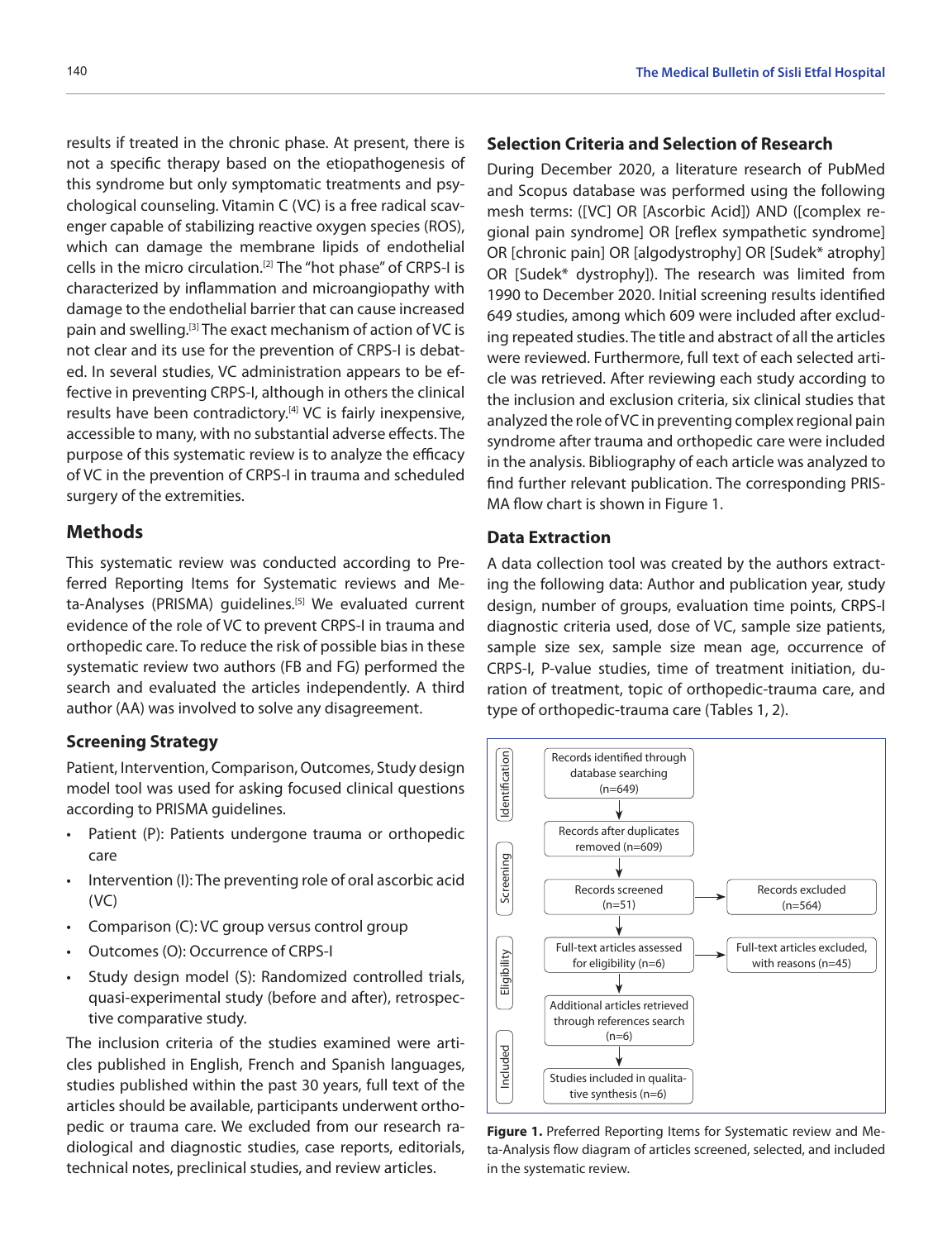results if treated in the chronic phase. At present, there is not a specific therapy based on the etiopathogenesis of this syndrome but only symptomatic treatments and psychological counseling. Vitamin C (VC) is a free radical scavenger capable of stabilizing reactive oxygen species (ROS), which can damage the membrane lipids of endothelial cells in the micro circulation.[2] The "hot phase" of CRPS-I is characterized by inflammation and microangiopathy with damage to the endothelial barrier that can cause increased pain and swelling.[3] The exact mechanism of action of VC is not clear and its use for the prevention of CRPS-I is debated. In several studies, VC administration appears to be effective in preventing CRPS-I, although in others the clinical results have been contradictory.[4] VC is fairly inexpensive, accessible to many, with no substantial adverse effects. The purpose of this systematic review is to analyze the efficacy of VC in the prevention of CRPS-I in trauma and scheduled surgery of the extremities.

## Methods

This systematic review was conducted according to Preferred Reporting Items for Systematic reviews and Meta-Analyses (PRISMA) guidelines.[5] We evaluated current evidence of the role of VC to prevent CRPS-I in trauma and orthopedic care. To reduce the risk of possible bias in these systematic review two authors (FB and FG) performed the search and evaluated the articles independently. A third author (AA) was involved to solve any disagreement.

### Screening Strategy

Patient, Intervention, Comparison, Outcomes, Study design model tool was used for asking focused clinical questions according to PRISMA guidelines.

- Patient (P): Patients undergone trauma or orthopedic care
- Intervention (I): The preventing role of oral ascorbic acid (VC)
- Comparison (C): VC group versus control group
- Outcomes (O): Occurrence of CRPS-I
- Study design model (S): Randomized controlled trials, quasi-experimental study (before and after), retrospective comparative study.

The inclusion criteria of the studies examined were articles published in English, French and Spanish languages, studies published within the past 30 years, full text of the articles should be available, participants underwent orthopedic or trauma care. We excluded from our research radiological and diagnostic studies, case reports, editorials, technical notes, preclinical studies, and review articles.

### Selection Criteria and Selection of Research

During December 2020, a literature research of PubMed and Scopus database was performed using the following mesh terms: ([VC] OR [Ascorbic Acid]) AND ([complex regional pain syndrome] OR [reflex sympathetic syndrome] OR [chronic pain] OR [algodystrophy] OR [Sudek* atrophy] OR [Sudek* dystrophy]). The research was limited from 1990 to December 2020. Initial screening results identified 649 studies, among which 609 were included after excluding repeated studies. The title and abstract of all the articles were reviewed. Furthermore, full text of each selected article was retrieved. After reviewing each study according to the inclusion and exclusion criteria, six clinical studies that analyzed the role of VC in preventing complex regional pain syndrome after trauma and orthopedic care were included in the analysis. Bibliography of each article was analyzed to find further relevant publication. The corresponding PRISMA flow chart is shown in Figure 1.

### Data Extraction

A data collection tool was created by the authors extracting the following data: Author and publication year, study design, number of groups, evaluation time points, CRPS-I diagnostic criteria used, dose of VC, sample size patients, sample size sex, sample size mean age, occurrence of CRPS-I, P-value studies, time of treatment initiation, duration of treatment, topic of orthopedic-trauma care, and type of orthopedic-trauma care (Tables 1, 2).

Identification: Records identified through database searching (n=649)

Records after duplicates removed (n=609)

Screening: Records screened (n=51) → Records excluded (n=564)

Eligibility: Full-text articles assessed for eligibility (n=6) → Full-text articles excluded, with reasons (n=45)

Additional articles retrieved through references search (n=6)

Included: Studies included in qualitative synthesis (n=6)

**Figure 1.** Preferred Reporting Items for Systematic review and Meta-Analysis flow diagram of articles screened, selected, and included in the systematic review.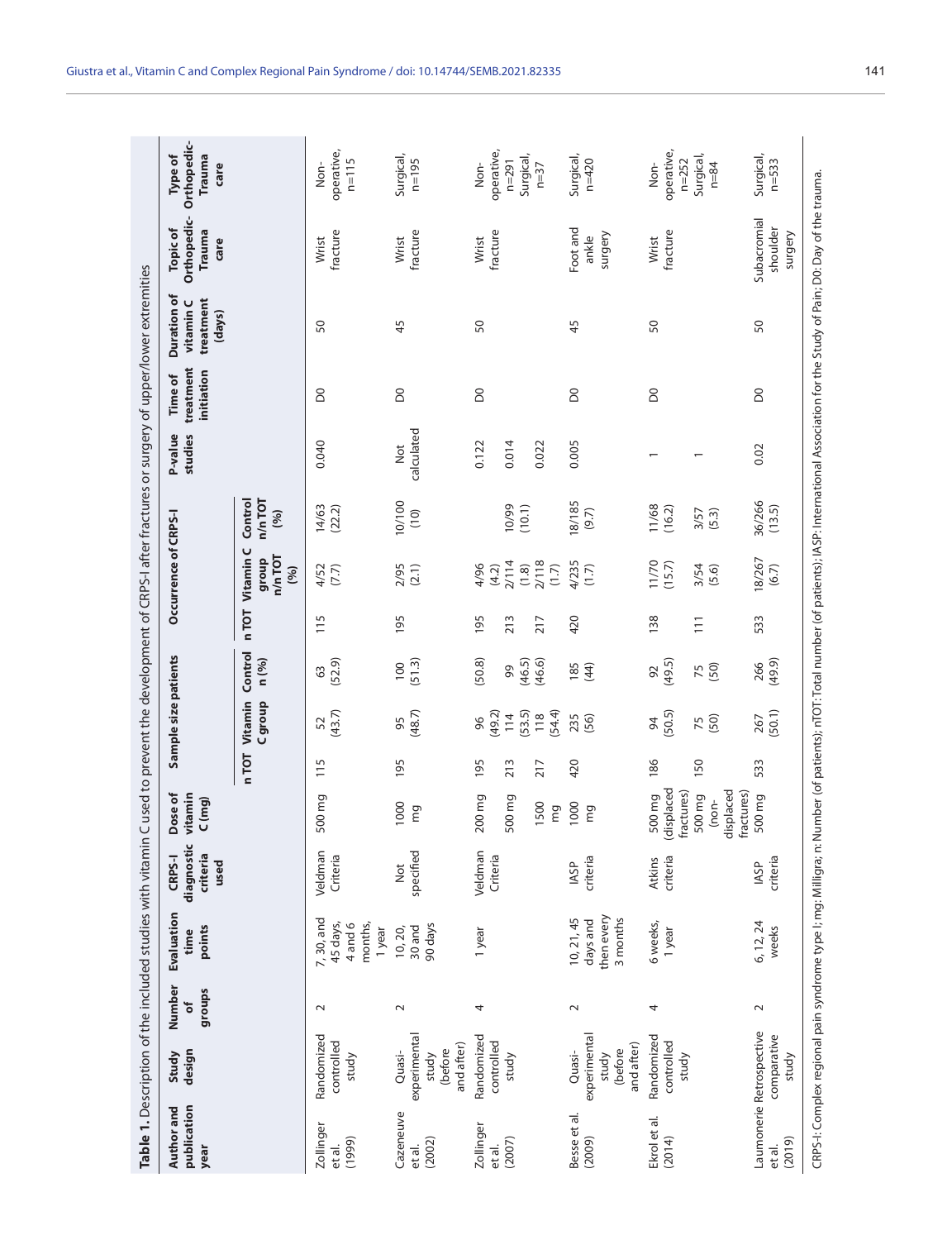**Table 1.** Description of the included studies with vitamin C used to prevent the development of CRPS-I after fractures or surgery of upper/lower extremities

| Author and publication year | Study design | Number of groups | Evaluation time points | CRPS-I diagnostic criteria used | Dose of vitamin C (mg) | Sample size patients | | | Occurrence of CRPS-I | | | P-value studies | Time of treatment initiation | Duration of vitamin C treatment (days) | Topic of Orthopedic-Trauma care | Type of Orthopedic-Trauma care |
|---|---|---|---|---|---|---|---|---|---|---|---|---|---|---|---|---|
| | | | | | | n TOT | Vitamin C group | Control n (%) | n TOT | Vitamin C group n/n TOT (%) | Control n/n TOT (%) | | | | | |
| Zollinger et al. (1999) | Randomized controlled study | 2 | 7, 30, and 45 days, 4 and 6 months, 1 year | Veldman Criteria | 500 mg | 115 | 52 (43.7) | 63 (52.9) | 115 | 4/52 (7.7) | 14/63 (22.2) | 0.040 | D0 | 50 | Wrist fracture | Non-operative, n=115 |
| Cazeneuve et al. (2002) | Quasi-experimental study (before and after) | 2 | 10, 20, 30 and 90 days | Not specified | 1000 mg | 195 | 95 (48.7) | 100 (51.3) | 195 | 2/95 (2.1) | 10/100 (10) | Not calculated | D0 | 45 | Wrist fracture | Surgical, n=195 |
| Zollinger et al. (2007) | Randomized controlled study | 4 | 1 year | Veldman Criteria | 200 mg | 195 | 96 (49.2) | (50.8) | 195 | 4/96 (4.2) | | 0.122 | D0 | 50 | Wrist fracture | Non-operative, n=291 Surgical, n=37 |
| | | | | | 500 mg | 213 | 114 (53.5) | 99 (46.5) | 213 | 2/114 (1.8) | 10/99 (10.1) | 0.014 | | | | |
| | | | | | 1500 mg | 217 | 118 (54.4) | (46.6) | 217 | 2/118 (1.7) | | 0.022 | | | | |
| Besse et al. (2009) | Quasi-experimental study (before and after) | 2 | 10, 21, 45 days and then every 3 months | IASP criteria | 1000 mg | 420 | 235 (56) | 185 (44) | 420 | 4/235 (1.7) | 18/185 (9.7) | 0.005 | D0 | 45 | Foot and ankle surgery | Surgical, n=420 |
| Ekrol et al. (2014) | Randomized controlled study | 4 | 6 weeks, 1 year | Atkins criteria | 500 mg (displaced fractures) | 186 | 94 (50.5) | 92 (49.5) | 138 | 11/70 (15.7) | 11/68 (16.2) | 1 | D0 | 50 | Wrist fracture | Non-operative, n=252 Surgical, n=84 |
| | | | | | 500 mg (non-displaced fractures) | 150 | 75 (50) | 75 (50) | 111 | 3/54 (5.6) | 3/57 (5.3) | 1 | | | | |
| Laumonerie et al. (2019) | Retrospective comparative study | 2 | 6, 12, 24 weeks | IASP criteria | 500 mg | 533 | 267 (50.1) | 266 (49.9) | 533 | 18/267 (6.7) | 36/266 (13.5) | 0.02 | D0 | 50 | Subacromial shoulder surgery | Surgical, n=533 |

CRPS-I: Complex regional pain syndrome type I; mg: Milligra; n: Number (of patients); nTOT: Total number (of patients); IASP: International Association for the Study of Pain; D0: Day of the trauma.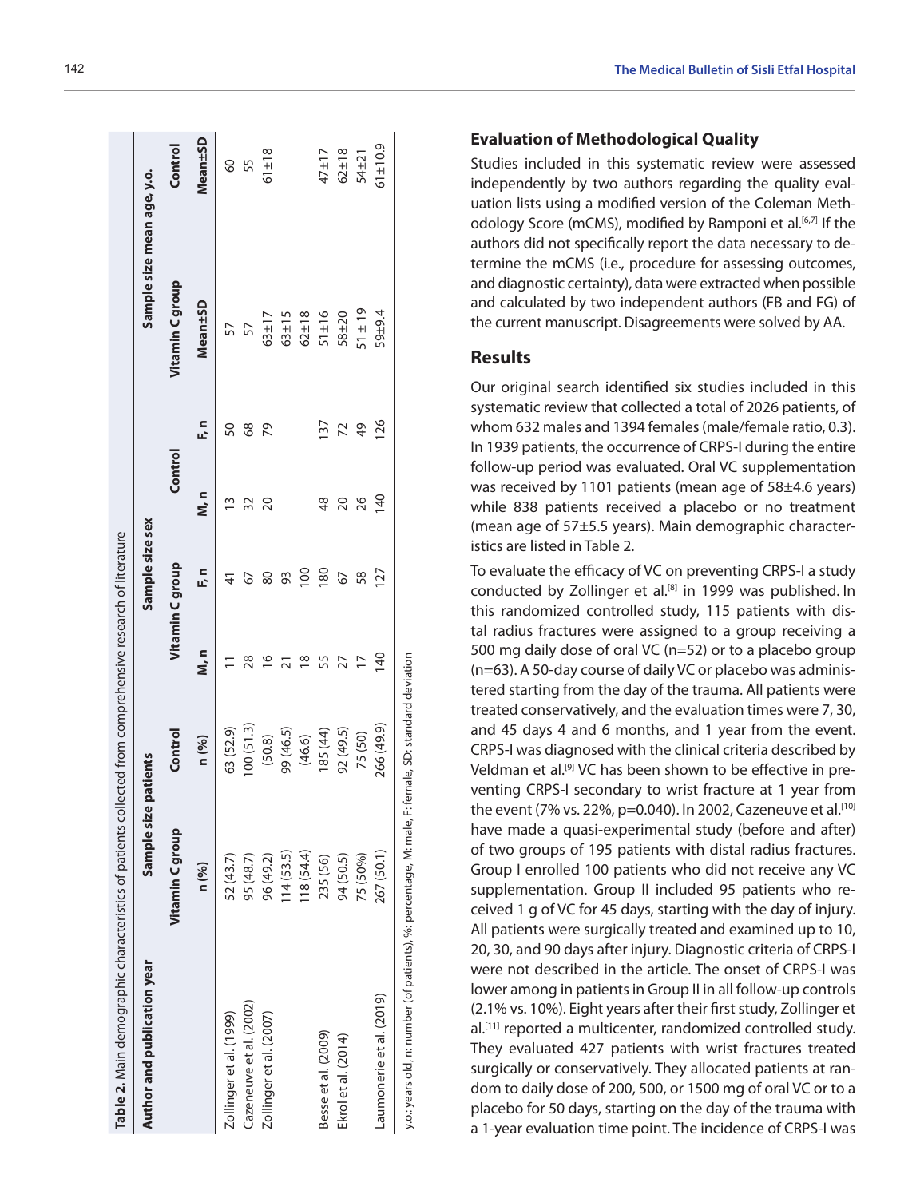**Table 2.** Main demographic characteristics of patients collected from comprehensive research of literature

| Author and publication year | Sample size patients | | Sample size sex | | | | Sample size mean age, y.o. | |
|---|---|---|---|---|---|---|---|---|
| | Vitamin C group | Control | Vitamin C group | | Control | | Vitamin C group | Control |
| | n (%) | n (%) | M, n | F, n | M, n | F, n | Mean±SD | Mean±SD |
| Zollinger et al. (1999) | 52 (43.7) | 63 (52.9) | 11 | 41 | 13 | 50 | 57 | 60 |
| Cazeneuve et al. (2002) | 95 (48.7) | 100 (51.3) | 28 | 67 | 32 | 68 | 57 | 55 |
| Zollinger et al. (2007) | 96 (49.2) | (50.8) | 16 | 80 | 20 | 79 | 63±17 | 61±18 |
| | 114 (53.5) | 99 (46.5) | 21 | 93 | | | 63±15 | |
| | 118 (54.4) | (46.6) | 18 | 100 | | | 62±18 | |
| Besse et al. (2009) | 235 (56) | 185 (44) | 55 | 180 | 48 | 137 | 51±16 | 47±17 |
| Ekrol et al. (2014) | 94 (50.5) | 92 (49.5) | 27 | 67 | 20 | 72 | 58±20 | 62±18 |
| | 75 (50%) | 75 (50) | 17 | 58 | 26 | 49 | 51 ± 19 | 54±21 |
| Laumonerie et al. (2019) | 267 (50.1) | 266 (49.9) | 140 | 127 | 140 | 126 | 59±9.4 | 61±10.9 |

y.o.: years old, n: number (of patients), %: percentage, M: male, F: female, SD: standard deviation

## Evaluation of Methodological Quality

Studies included in this systematic review were assessed independently by two authors regarding the quality evaluation lists using a modified version of the Coleman Methodology Score (mCMS), modified by Ramponi et al.[6,7] If the authors did not specifically report the data necessary to determine the mCMS (i.e., procedure for assessing outcomes, and diagnostic certainty), data were extracted when possible and calculated by two independent authors (FB and FG) of the current manuscript. Disagreements were solved by AA.

## Results

Our original search identified six studies included in this systematic review that collected a total of 2026 patients, of whom 632 males and 1394 females (male/female ratio, 0.3). In 1939 patients, the occurrence of CRPS-I during the entire follow-up period was evaluated. Oral VC supplementation was received by 1101 patients (mean age of 58±4.6 years) while 838 patients received a placebo or no treatment (mean age of 57±5.5 years). Main demographic characteristics are listed in Table 2.

To evaluate the efficacy of VC on preventing CRPS-I a study conducted by Zollinger et al.[8] in 1999 was published. In this randomized controlled study, 115 patients with distal radius fractures were assigned to a group receiving a 500 mg daily dose of oral VC (n=52) or to a placebo group (n=63). A 50-day course of daily VC or placebo was administered starting from the day of the trauma. All patients were treated conservatively, and the evaluation times were 7, 30, and 45 days 4 and 6 months, and 1 year from the event. CRPS-I was diagnosed with the clinical criteria described by Veldman et al.[9] VC has been shown to be effective in preventing CRPS-I secondary to wrist fracture at 1 year from the event (7% vs. 22%, p=0.040). In 2002, Cazeneuve et al.[10] have made a quasi-experimental study (before and after) of two groups of 195 patients with distal radius fractures. Group I enrolled 100 patients who did not receive any VC supplementation. Group II included 95 patients who received 1 g of VC for 45 days, starting with the day of injury. All patients were surgically treated and examined up to 10, 20, 30, and 90 days after injury. Diagnostic criteria of CRPS-I were not described in the article. The onset of CRPS-I was lower among in patients in Group II in all follow-up controls (2.1% vs. 10%). Eight years after their first study, Zollinger et al.[11] reported a multicenter, randomized controlled study. They evaluated 427 patients with wrist fractures treated surgically or conservatively. They allocated patients at random to daily dose of 200, 500, or 1500 mg of oral VC or to a placebo for 50 days, starting on the day of the trauma with a 1-year evaluation time point. The incidence of CRPS-I was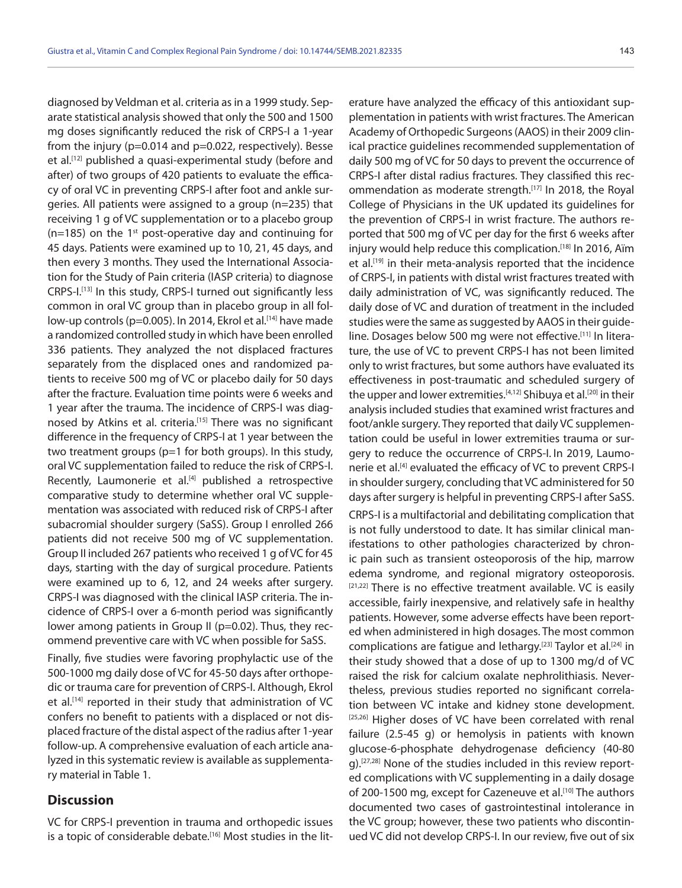diagnosed by Veldman et al. criteria as in a 1999 study. Separate statistical analysis showed that only the 500 and 1500 mg doses significantly reduced the risk of CRPS-I a 1-year from the injury (p=0.014 and p=0.022, respectively). Besse et al.[12] published a quasi-experimental study (before and after) of two groups of 420 patients to evaluate the efficacy of oral VC in preventing CRPS-I after foot and ankle surgeries. All patients were assigned to a group (n=235) that receiving 1 g of VC supplementation or to a placebo group (n=185) on the 1st post-operative day and continuing for 45 days. Patients were examined up to 10, 21, 45 days, and then every 3 months. They used the International Association for the Study of Pain criteria (IASP criteria) to diagnose CRPS-I.[13] In this study, CRPS-I turned out significantly less common in oral VC group than in placebo group in all follow-up controls (p=0.005). In 2014, Ekrol et al.[14] have made a randomized controlled study in which have been enrolled 336 patients. They analyzed the not displaced fractures separately from the displaced ones and randomized patients to receive 500 mg of VC or placebo daily for 50 days after the fracture. Evaluation time points were 6 weeks and 1 year after the trauma. The incidence of CRPS-I was diagnosed by Atkins et al. criteria.[15] There was no significant difference in the frequency of CRPS-I at 1 year between the two treatment groups (p=1 for both groups). In this study, oral VC supplementation failed to reduce the risk of CRPS-I. Recently, Laumonerie et al.[4] published a retrospective comparative study to determine whether oral VC supplementation was associated with reduced risk of CRPS-I after subacromial shoulder surgery (SaSS). Group I enrolled 266 patients did not receive 500 mg of VC supplementation. Group II included 267 patients who received 1 g of VC for 45 days, starting with the day of surgical procedure. Patients were examined up to 6, 12, and 24 weeks after surgery. CRPS-I was diagnosed with the clinical IASP criteria. The incidence of CRPS-I over a 6-month period was significantly lower among patients in Group II (p=0.02). Thus, they recommend preventive care with VC when possible for SaSS.

Finally, five studies were favoring prophylactic use of the 500-1000 mg daily dose of VC for 45-50 days after orthopedic or trauma care for prevention of CRPS-I. Although, Ekrol et al.[14] reported in their study that administration of VC confers no benefit to patients with a displaced or not displaced fracture of the distal aspect of the radius after 1-year follow-up. A comprehensive evaluation of each article analyzed in this systematic review is available as supplementary material in Table 1.

## Discussion

VC for CRPS-I prevention in trauma and orthopedic issues is a topic of considerable debate.[16] Most studies in the literature have analyzed the efficacy of this antioxidant supplementation in patients with wrist fractures. The American Academy of Orthopedic Surgeons (AAOS) in their 2009 clinical practice guidelines recommended supplementation of daily 500 mg of VC for 50 days to prevent the occurrence of CRPS-I after distal radius fractures. They classified this recommendation as moderate strength.[17] In 2018, the Royal College of Physicians in the UK updated its guidelines for the prevention of CRPS-I in wrist fracture. The authors reported that 500 mg of VC per day for the first 6 weeks after injury would help reduce this complication.[18] In 2016, Aïm et al.[19] in their meta-analysis reported that the incidence of CRPS-I, in patients with distal wrist fractures treated with daily administration of VC, was significantly reduced. The daily dose of VC and duration of treatment in the included studies were the same as suggested by AAOS in their guideline. Dosages below 500 mg were not effective.[11] In literature, the use of VC to prevent CRPS-I has not been limited only to wrist fractures, but some authors have evaluated its effectiveness in post-traumatic and scheduled surgery of the upper and lower extremities.[4,12] Shibuya et al.[20] in their analysis included studies that examined wrist fractures and foot/ankle surgery. They reported that daily VC supplementation could be useful in lower extremities trauma or surgery to reduce the occurrence of CRPS-I. In 2019, Laumonerie et al.[4] evaluated the efficacy of VC to prevent CRPS-I in shoulder surgery, concluding that VC administered for 50 days after surgery is helpful in preventing CRPS-I after SaSS.

CRPS-I is a multifactorial and debilitating complication that is not fully understood to date. It has similar clinical manifestations to other pathologies characterized by chronic pain such as transient osteoporosis of the hip, marrow edema syndrome, and regional migratory osteoporosis.[21,22] There is no effective treatment available. VC is easily accessible, fairly inexpensive, and relatively safe in healthy patients. However, some adverse effects have been reported when administered in high dosages. The most common complications are fatigue and lethargy.[23] Taylor et al.[24] in their study showed that a dose of up to 1300 mg/d of VC raised the risk for calcium oxalate nephrolithiasis. Nevertheless, previous studies reported no significant correlation between VC intake and kidney stone development.[25,26] Higher doses of VC have been correlated with renal failure (2.5-45 g) or hemolysis in patients with known glucose-6-phosphate dehydrogenase deficiency (40-80 g).[27,28] None of the studies included in this review reported complications with VC supplementing in a daily dosage of 200-1500 mg, except for Cazeneuve et al.[10] The authors documented two cases of gastrointestinal intolerance in the VC group; however, these two patients who discontinued VC did not develop CRPS-I. In our review, five out of six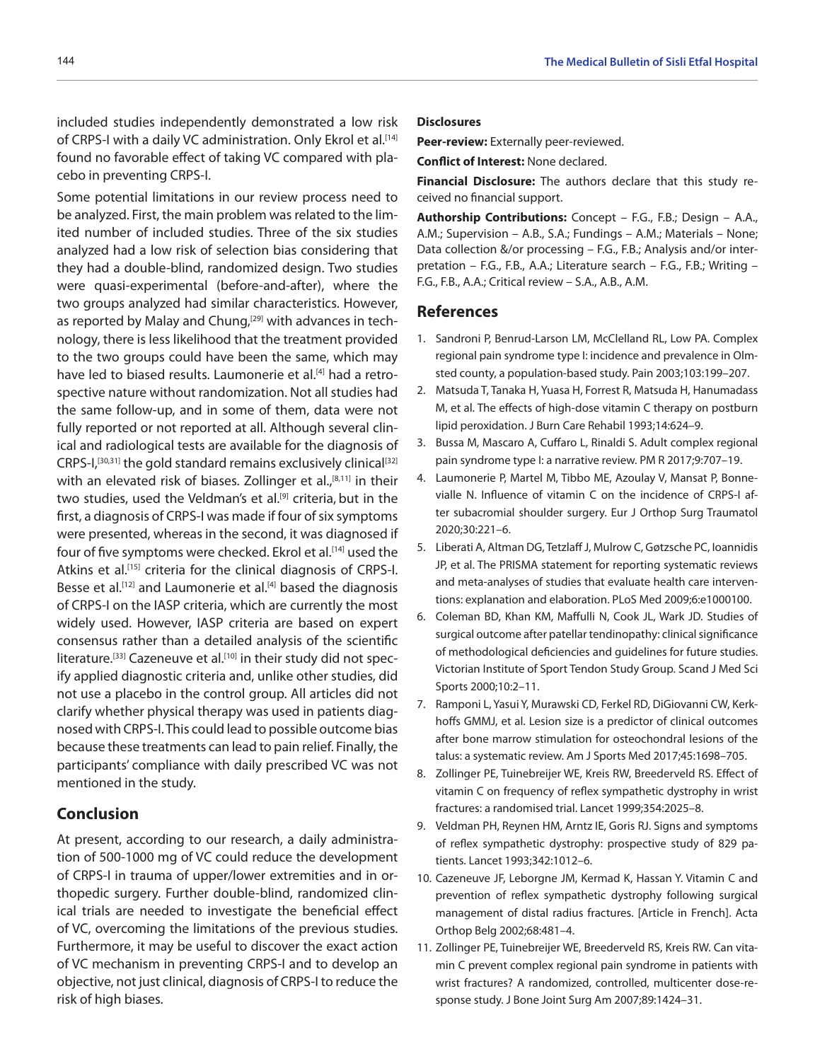included studies independently demonstrated a low risk of CRPS-I with a daily VC administration. Only Ekrol et al.[14] found no favorable effect of taking VC compared with placebo in preventing CRPS-I.

Some potential limitations in our review process need to be analyzed. First, the main problem was related to the limited number of included studies. Three of the six studies analyzed had a low risk of selection bias considering that they had a double-blind, randomized design. Two studies were quasi-experimental (before-and-after), where the two groups analyzed had similar characteristics. However, as reported by Malay and Chung,[29] with advances in technology, there is less likelihood that the treatment provided to the two groups could have been the same, which may have led to biased results. Laumonerie et al.[4] had a retrospective nature without randomization. Not all studies had the same follow-up, and in some of them, data were not fully reported or not reported at all. Although several clinical and radiological tests are available for the diagnosis of CRPS-I,[30,31] the gold standard remains exclusively clinical[32] with an elevated risk of biases. Zollinger et al.,[8,11] in their two studies, used the Veldman's et al.[9] criteria, but in the first, a diagnosis of CRPS-I was made if four of six symptoms were presented, whereas in the second, it was diagnosed if four of five symptoms were checked. Ekrol et al.[14] used the Atkins et al.[15] criteria for the clinical diagnosis of CRPS-I. Besse et al.[12] and Laumonerie et al.[4] based the diagnosis of CRPS-I on the IASP criteria, which are currently the most widely used. However, IASP criteria are based on expert consensus rather than a detailed analysis of the scientific literature.[33] Cazeneuve et al.[10] in their study did not specify applied diagnostic criteria and, unlike other studies, did not use a placebo in the control group. All articles did not clarify whether physical therapy was used in patients diagnosed with CRPS-I. This could lead to possible outcome bias because these treatments can lead to pain relief. Finally, the participants' compliance with daily prescribed VC was not mentioned in the study.

## Conclusion

At present, according to our research, a daily administration of 500-1000 mg of VC could reduce the development of CRPS-I in trauma of upper/lower extremities and in orthopedic surgery. Further double-blind, randomized clinical trials are needed to investigate the beneficial effect of VC, overcoming the limitations of the previous studies. Furthermore, it may be useful to discover the exact action of VC mechanism in preventing CRPS-I and to develop an objective, not just clinical, diagnosis of CRPS-I to reduce the risk of high biases.

### Disclosures

**Peer-review:** Externally peer-reviewed.

**Conflict of Interest:** None declared.

**Financial Disclosure:** The authors declare that this study received no financial support.

**Authorship Contributions:** Concept – F.G., F.B.; Design – A.A., A.M.; Supervision – A.B., S.A.; Fundings – A.M.; Materials – None; Data collection &/or processing – F.G., F.B.; Analysis and/or interpretation – F.G., F.B., A.A.; Literature search – F.G., F.B.; Writing – F.G., F.B., A.A.; Critical review – S.A., A.B., A.M.

## References

1. Sandroni P, Benrud-Larson LM, McClelland RL, Low PA. Complex regional pain syndrome type I: incidence and prevalence in Olmsted county, a population-based study. Pain 2003;103:199–207.
2. Matsuda T, Tanaka H, Yuasa H, Forrest R, Matsuda H, Hanumadass M, et al. The effects of high-dose vitamin C therapy on postburn lipid peroxidation. J Burn Care Rehabil 1993;14:624–9.
3. Bussa M, Mascaro A, Cuffaro L, Rinaldi S. Adult complex regional pain syndrome type I: a narrative review. PM R 2017;9:707–19.
4. Laumonerie P, Martel M, Tibbo ME, Azoulay V, Mansat P, Bonnevialle N. Influence of vitamin C on the incidence of CRPS-I after subacromial shoulder surgery. Eur J Orthop Surg Traumatol 2020;30:221–6.
5. Liberati A, Altman DG, Tetzlaff J, Mulrow C, Gøtzsche PC, Ioannidis JP, et al. The PRISMA statement for reporting systematic reviews and meta-analyses of studies that evaluate health care interventions: explanation and elaboration. PLoS Med 2009;6:e1000100.
6. Coleman BD, Khan KM, Maffulli N, Cook JL, Wark JD. Studies of surgical outcome after patellar tendinopathy: clinical significance of methodological deficiencies and guidelines for future studies. Victorian Institute of Sport Tendon Study Group. Scand J Med Sci Sports 2000;10:2–11.
7. Ramponi L, Yasui Y, Murawski CD, Ferkel RD, DiGiovanni CW, Kerkhoffs GMMJ, et al. Lesion size is a predictor of clinical outcomes after bone marrow stimulation for osteochondral lesions of the talus: a systematic review. Am J Sports Med 2017;45:1698–705.
8. Zollinger PE, Tuinebreijer WE, Kreis RW, Breederveld RS. Effect of vitamin C on frequency of reflex sympathetic dystrophy in wrist fractures: a randomised trial. Lancet 1999;354:2025–8.
9. Veldman PH, Reynen HM, Arntz IE, Goris RJ. Signs and symptoms of reflex sympathetic dystrophy: prospective study of 829 patients. Lancet 1993;342:1012–6.
10. Cazeneuve JF, Leborgne JM, Kermad K, Hassan Y. Vitamin C and prevention of reflex sympathetic dystrophy following surgical management of distal radius fractures. [Article in French]. Acta Orthop Belg 2002;68:481–4.
11. Zollinger PE, Tuinebreijer WE, Breederveld RS, Kreis RW. Can vitamin C prevent complex regional pain syndrome in patients with wrist fractures? A randomized, controlled, multicenter dose-response study. J Bone Joint Surg Am 2007;89:1424–31.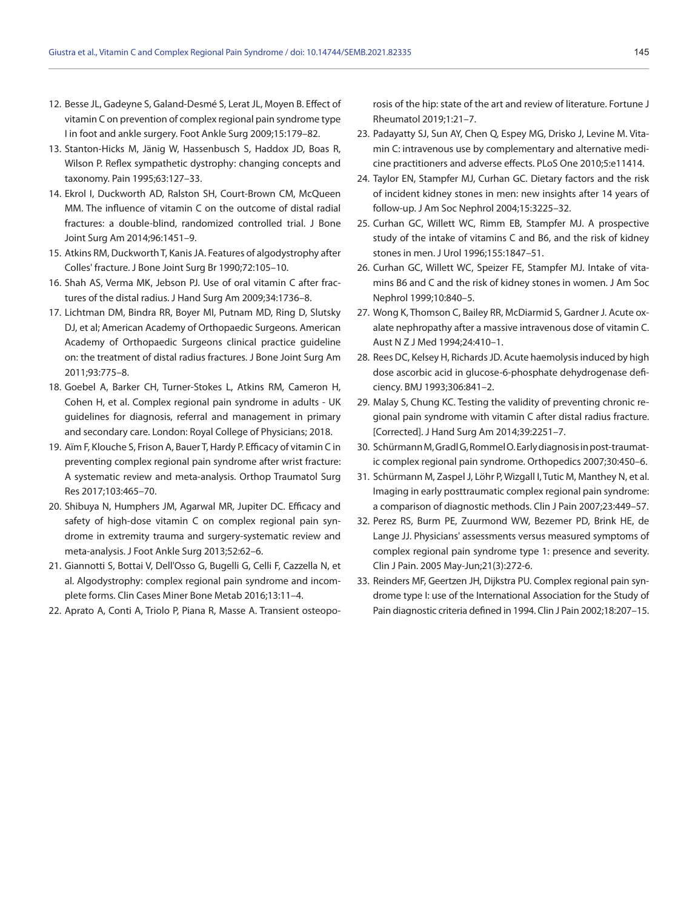12. Besse JL, Gadeyne S, Galand-Desmé S, Lerat JL, Moyen B. Effect of vitamin C on prevention of complex regional pain syndrome type I in foot and ankle surgery. Foot Ankle Surg 2009;15:179–82.
13. Stanton-Hicks M, Jänig W, Hassenbusch S, Haddox JD, Boas R, Wilson P. Reflex sympathetic dystrophy: changing concepts and taxonomy. Pain 1995;63:127–33.
14. Ekrol I, Duckworth AD, Ralston SH, Court-Brown CM, McQueen MM. The influence of vitamin C on the outcome of distal radial fractures: a double-blind, randomized controlled trial. J Bone Joint Surg Am 2014;96:1451–9.
15. Atkins RM, Duckworth T, Kanis JA. Features of algodystrophy after Colles' fracture. J Bone Joint Surg Br 1990;72:105–10.
16. Shah AS, Verma MK, Jebson PJ. Use of oral vitamin C after fractures of the distal radius. J Hand Surg Am 2009;34:1736–8.
17. Lichtman DM, Bindra RR, Boyer MI, Putnam MD, Ring D, Slutsky DJ, et al; American Academy of Orthopaedic Surgeons. American Academy of Orthopaedic Surgeons clinical practice guideline on: the treatment of distal radius fractures. J Bone Joint Surg Am 2011;93:775–8.
18. Goebel A, Barker CH, Turner-Stokes L, Atkins RM, Cameron H, Cohen H, et al. Complex regional pain syndrome in adults - UK guidelines for diagnosis, referral and management in primary and secondary care. London: Royal College of Physicians; 2018.
19. Aïm F, Klouche S, Frison A, Bauer T, Hardy P. Efficacy of vitamin C in preventing complex regional pain syndrome after wrist fracture: A systematic review and meta-analysis. Orthop Traumatol Surg Res 2017;103:465–70.
20. Shibuya N, Humphers JM, Agarwal MR, Jupiter DC. Efficacy and safety of high-dose vitamin C on complex regional pain syndrome in extremity trauma and surgery-systematic review and meta-analysis. J Foot Ankle Surg 2013;52:62–6.
21. Giannotti S, Bottai V, Dell'Osso G, Bugelli G, Celli F, Cazzella N, et al. Algodystrophy: complex regional pain syndrome and incomplete forms. Clin Cases Miner Bone Metab 2016;13:11–4.
22. Aprato A, Conti A, Triolo P, Piana R, Masse A. Transient osteoporosis of the hip: state of the art and review of literature. Fortune J Rheumatol 2019;1:21–7.
23. Padayatty SJ, Sun AY, Chen Q, Espey MG, Drisko J, Levine M. Vitamin C: intravenous use by complementary and alternative medicine practitioners and adverse effects. PLoS One 2010;5:e11414.
24. Taylor EN, Stampfer MJ, Curhan GC. Dietary factors and the risk of incident kidney stones in men: new insights after 14 years of follow-up. J Am Soc Nephrol 2004;15:3225–32.
25. Curhan GC, Willett WC, Rimm EB, Stampfer MJ. A prospective study of the intake of vitamins C and B6, and the risk of kidney stones in men. J Urol 1996;155:1847–51.
26. Curhan GC, Willett WC, Speizer FE, Stampfer MJ. Intake of vitamins B6 and C and the risk of kidney stones in women. J Am Soc Nephrol 1999;10:840–5.
27. Wong K, Thomson C, Bailey RR, McDiarmid S, Gardner J. Acute oxalate nephropathy after a massive intravenous dose of vitamin C. Aust N Z J Med 1994;24:410–1.
28. Rees DC, Kelsey H, Richards JD. Acute haemolysis induced by high dose ascorbic acid in glucose-6-phosphate dehydrogenase deficiency. BMJ 1993;306:841–2.
29. Malay S, Chung KC. Testing the validity of preventing chronic regional pain syndrome with vitamin C after distal radius fracture. [Corrected]. J Hand Surg Am 2014;39:2251–7.
30. Schürmann M, Gradl G, Rommel O. Early diagnosis in post-traumatic complex regional pain syndrome. Orthopedics 2007;30:450–6.
31. Schürmann M, Zaspel J, Löhr P, Wizgall I, Tutic M, Manthey N, et al. Imaging in early posttraumatic complex regional pain syndrome: a comparison of diagnostic methods. Clin J Pain 2007;23:449–57.
32. Perez RS, Burm PE, Zuurmond WW, Bezemer PD, Brink HE, de Lange JJ. Physicians' assessments versus measured symptoms of complex regional pain syndrome type 1: presence and severity. Clin J Pain. 2005 May-Jun;21(3):272-6.
33. Reinders MF, Geertzen JH, Dijkstra PU. Complex regional pain syndrome type I: use of the International Association for the Study of Pain diagnostic criteria defined in 1994. Clin J Pain 2002;18:207–15.